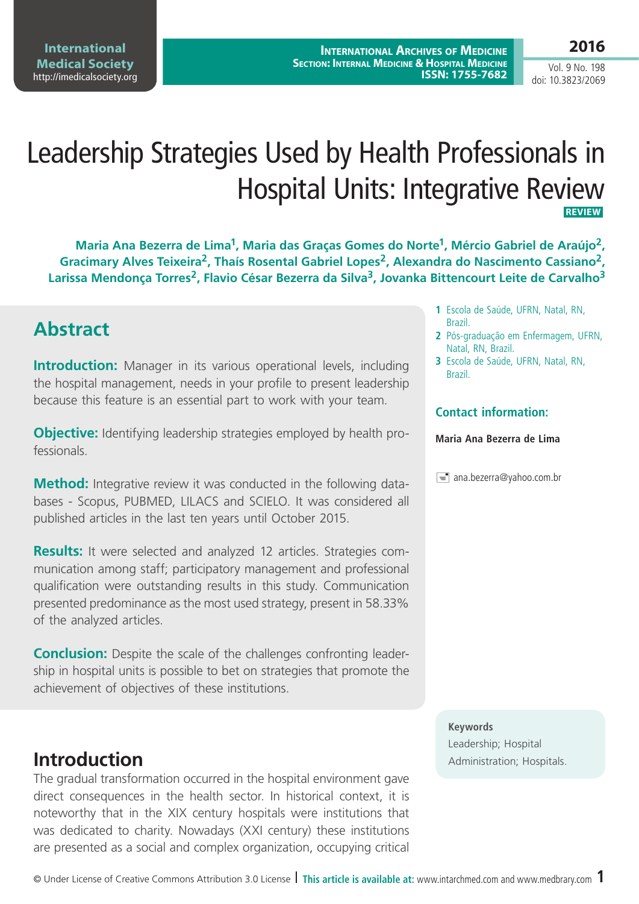# Leadership Strategies Used by Health Professionals in Hospital Units: Integrative Review

**REVIEW**

**Maria Ana Bezerra de Lima[1], Maria das Graças Gomes do Norte[1], Mércio Gabriel de Araújo[2], Gracimary Alves Teixeira[2], Thaís Rosental Gabriel Lopes[2], Alexandra do Nascimento Cassiano[2], Larissa Mendonça Torres[2], Flavio César Bezerra da Silva[3], Jovanka Bittencourt Leite de Carvalho[3]**

1. Escola de Saúde, UFRN, Natal, RN, Brazil.
2. Pós-graduação em Enfermagem, UFRN, Natal, RN, Brazil.
3. Escola de Saúde, UFRN, Natal, RN, Brazil.

**Contact information:**

**Maria Ana Bezerra de Lima**

ana.bezerra@yahoo.com.br

## Abstract

**Introduction:** Manager in its various operational levels, including the hospital management, needs in your profile to present leadership because this feature is an essential part to work with your team.

**Objective:** Identifying leadership strategies employed by health professionals.

**Method:** Integrative review it was conducted in the following databases - Scopus, PUBMED, LILACS and SCIELO. It was considered all published articles in the last ten years until October 2015.

**Results:** It were selected and analyzed 12 articles. Strategies communication among staff; participatory management and professional qualification were outstanding results in this study. Communication presented predominance as the most used strategy, present in 58.33% of the analyzed articles.

**Conclusion:** Despite the scale of the challenges confronting leadership in hospital units is possible to bet on strategies that promote the achievement of objectives of these institutions.

**Keywords**

Leadership; Hospital Administration; Hospitals.

## Introduction

The gradual transformation occurred in the hospital environment gave direct consequences in the health sector. In historical context, it is noteworthy that in the XIX century hospitals were institutions that was dedicated to charity. Nowadays (XXI century) these institutions are presented as a social and complex organization, occupying critical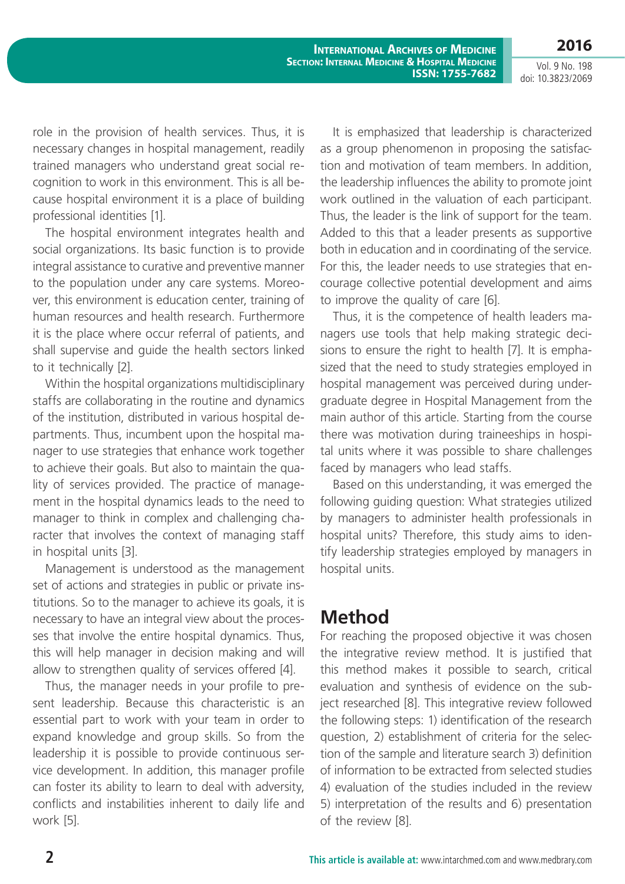role in the provision of health services. Thus, it is necessary changes in hospital management, readily trained managers who understand great social recognition to work in this environment. This is all because hospital environment it is a place of building professional identities [1].

The hospital environment integrates health and social organizations. Its basic function is to provide integral assistance to curative and preventive manner to the population under any care systems. Moreover, this environment is education center, training of human resources and health research. Furthermore it is the place where occur referral of patients, and shall supervise and guide the health sectors linked to it technically [2].

Within the hospital organizations multidisciplinary staffs are collaborating in the routine and dynamics of the institution, distributed in various hospital departments. Thus, incumbent upon the hospital manager to use strategies that enhance work together to achieve their goals. But also to maintain the quality of services provided. The practice of management in the hospital dynamics leads to the need to manager to think in complex and challenging character that involves the context of managing staff in hospital units [3].

Management is understood as the management set of actions and strategies in public or private institutions. So to the manager to achieve its goals, it is necessary to have an integral view about the processes that involve the entire hospital dynamics. Thus, this will help manager in decision making and will allow to strengthen quality of services offered [4].

Thus, the manager needs in your profile to present leadership. Because this characteristic is an essential part to work with your team in order to expand knowledge and group skills. So from the leadership it is possible to provide continuous service development. In addition, this manager profile can foster its ability to learn to deal with adversity, conflicts and instabilities inherent to daily life and work [5].

It is emphasized that leadership is characterized as a group phenomenon in proposing the satisfaction and motivation of team members. In addition, the leadership influences the ability to promote joint work outlined in the valuation of each participant. Thus, the leader is the link of support for the team. Added to this that a leader presents as supportive both in education and in coordinating of the service. For this, the leader needs to use strategies that encourage collective potential development and aims to improve the quality of care [6].

Thus, it is the competence of health leaders managers use tools that help making strategic decisions to ensure the right to health [7]. It is emphasized that the need to study strategies employed in hospital management was perceived during undergraduate degree in Hospital Management from the main author of this article. Starting from the course there was motivation during traineeships in hospital units where it was possible to share challenges faced by managers who lead staffs.

Based on this understanding, it was emerged the following guiding question: What strategies utilized by managers to administer health professionals in hospital units? Therefore, this study aims to identify leadership strategies employed by managers in hospital units.

## Method

For reaching the proposed objective it was chosen the integrative review method. It is justified that this method makes it possible to search, critical evaluation and synthesis of evidence on the subject researched [8]. This integrative review followed the following steps: 1) identification of the research question, 2) establishment of criteria for the selection of the sample and literature search 3) definition of information to be extracted from selected studies 4) evaluation of the studies included in the review 5) interpretation of the results and 6) presentation of the review [8].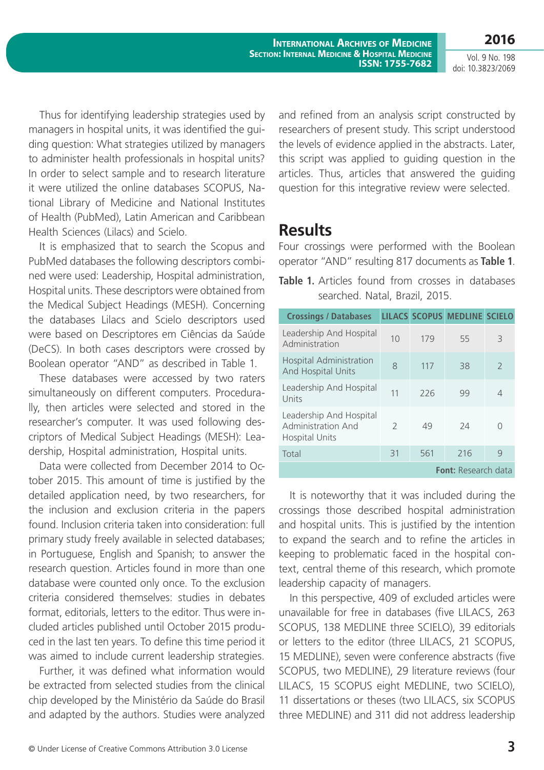Thus for identifying leadership strategies used by managers in hospital units, it was identified the guiding question: What strategies utilized by managers to administer health professionals in hospital units? In order to select sample and to research literature it were utilized the online databases SCOPUS, National Library of Medicine and National Institutes of Health (PubMed), Latin American and Caribbean Health Sciences (Lilacs) and Scielo.

It is emphasized that to search the Scopus and PubMed databases the following descriptors combined were used: Leadership, Hospital administration, Hospital units. These descriptors were obtained from the Medical Subject Headings (MESH). Concerning the databases Lilacs and Scielo descriptors used were based on Descriptores em Ciências da Saúde (DeCS). In both cases descriptors were crossed by Boolean operator "AND" as described in Table 1.

These databases were accessed by two raters simultaneously on different computers. Procedurally, then articles were selected and stored in the researcher's computer. It was used following descriptors of Medical Subject Headings (MESH): Leadership, Hospital administration, Hospital units.

Data were collected from December 2014 to October 2015. This amount of time is justified by the detailed application need, by two researchers, for the inclusion and exclusion criteria in the papers found. Inclusion criteria taken into consideration: full primary study freely available in selected databases; in Portuguese, English and Spanish; to answer the research question. Articles found in more than one database were counted only once. To the exclusion criteria considered themselves: studies in debates format, editorials, letters to the editor. Thus were included articles published until October 2015 produced in the last ten years. To define this time period it was aimed to include current leadership strategies.

Further, it was defined what information would be extracted from selected studies from the clinical chip developed by the Ministério da Saúde do Brasil and adapted by the authors. Studies were analyzed and refined from an analysis script constructed by researchers of present study. This script understood the levels of evidence applied in the abstracts. Later, this script was applied to guiding question in the articles. Thus, articles that answered the guiding question for this integrative review were selected.

## Results

Four crossings were performed with the Boolean operator "AND" resulting 817 documents as **Table 1**.

**Table 1.** Articles found from crosses in databases searched. Natal, Brazil, 2015.

| Crossings / Databases | LILACS | SCOPUS | MEDLINE | SCIELO |
|---|---|---|---|---|
| Leadership And Hospital Administration | 10 | 179 | 55 | 3 |
| Hospital Administration And Hospital Units | 8 | 117 | 38 | 2 |
| Leadership And Hospital Units | 11 | 226 | 99 | 4 |
| Leadership And Hospital Administration And Hospital Units | 2 | 49 | 24 | 0 |
| Total | 31 | 561 | 216 | 9 |

**Font:** Research data

It is noteworthy that it was included during the crossings those described hospital administration and hospital units. This is justified by the intention to expand the search and to refine the articles in keeping to problematic faced in the hospital context, central theme of this research, which promote leadership capacity of managers.

In this perspective, 409 of excluded articles were unavailable for free in databases (five LILACS, 263 SCOPUS, 138 MEDLINE three SCIELO), 39 editorials or letters to the editor (three LILACS, 21 SCOPUS, 15 MEDLINE), seven were conference abstracts (five SCOPUS, two MEDLINE), 29 literature reviews (four LILACS, 15 SCOPUS eight MEDLINE, two SCIELO), 11 dissertations or theses (two LILACS, six SCOPUS three MEDLINE) and 311 did not address leadership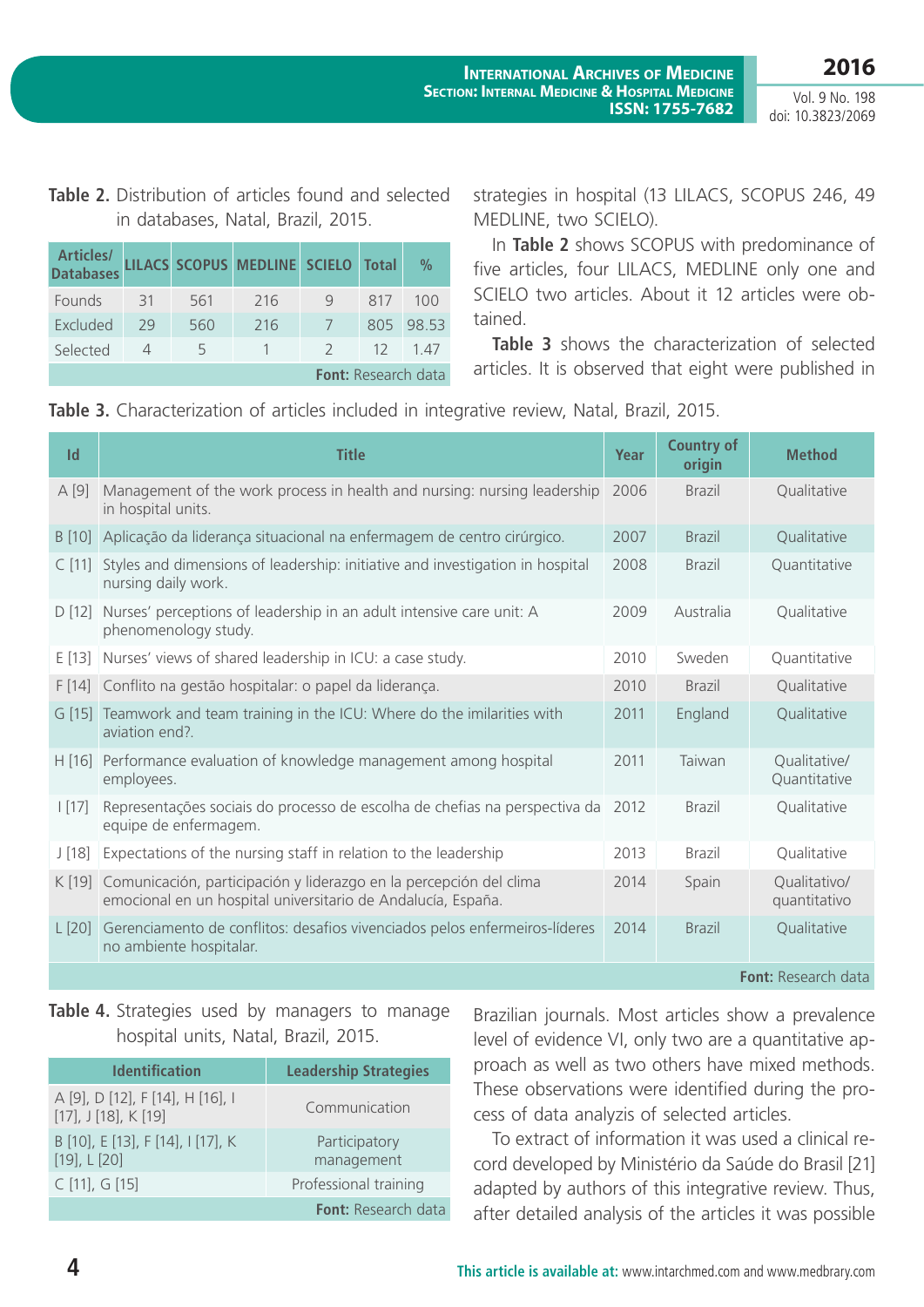**Table 2.** Distribution of articles found and selected in databases, Natal, Brazil, 2015.

| Articles/ Databases | LILACS | SCOPUS | MEDLINE | SCIELO | Total | % |
|---|---|---|---|---|---|---|
| Founds | 31 | 561 | 216 | 9 | 817 | 100 |
| Excluded | 29 | 560 | 216 | 7 | 805 | 98.53 |
| Selected | 4 | 5 | 1 | 2 | 12 | 1.47 |

**Font:** Research data

strategies in hospital (13 LILACS, SCOPUS 246, 49 MEDLINE, two SCIELO).

In **Table 2** shows SCOPUS with predominance of five articles, four LILACS, MEDLINE only one and SCIELO two articles. About it 12 articles were obtained.

**Table 3** shows the characterization of selected articles. It is observed that eight were published in Brazilian journals. Most articles show a prevalence level of evidence VI, only two are a quantitative approach as well as two others have mixed methods. These observations were identified during the process of data analyzis of selected articles.

To extract of information it was used a clinical record developed by Ministério da Saúde do Brasil [21] adapted by authors of this integrative review. Thus, after detailed analysis of the articles it was possible

**Table 3.** Characterization of articles included in integrative review, Natal, Brazil, 2015.

| Id | Title | Year | Country of origin | Method |
|---|---|---|---|---|
| A [9] | Management of the work process in health and nursing: nursing leadership in hospital units. | 2006 | Brazil | Qualitative |
| B [10] | Aplicação da liderança situacional na enfermagem de centro cirúrgico. | 2007 | Brazil | Qualitative |
| C [11] | Styles and dimensions of leadership: initiative and investigation in hospital nursing daily work. | 2008 | Brazil | Quantitative |
| D [12] | Nurses' perceptions of leadership in an adult intensive care unit: A phenomenology study. | 2009 | Australia | Qualitative |
| E [13] | Nurses' views of shared leadership in ICU: a case study. | 2010 | Sweden | Quantitative |
| F [14] | Conflito na gestão hospitalar: o papel da liderança. | 2010 | Brazil | Qualitative |
| G [15] | Teamwork and team training in the ICU: Where do the imilarities with aviation end?. | 2011 | England | Qualitative |
| H [16] | Performance evaluation of knowledge management among hospital employees. | 2011 | Taiwan | Qualitative/ Quantitative |
| I [17] | Representações sociais do processo de escolha de chefias na perspectiva da equipe de enfermagem. | 2012 | Brazil | Qualitative |
| J [18] | Expectations of the nursing staff in relation to the leadership | 2013 | Brazil | Qualitative |
| K [19] | Comunicación, participación y liderazgo en la percepción del clima emocional en un hospital universitario de Andalucía, España. | 2014 | Spain | Qualitativo/ quantitativo |
| L [20] | Gerenciamento de conflitos: desafios vivenciados pelos enfermeiros-líderes no ambiente hospitalar. | 2014 | Brazil | Qualitative |

**Font:** Research data

**Table 4.** Strategies used by managers to manage hospital units, Natal, Brazil, 2015.

| Identification | Leadership Strategies |
|---|---|
| A [9], D [12], F [14], H [16], I [17], J [18], K [19] | Communication |
| B [10], E [13], F [14], I [17], K [19], L [20] | Participatory management |
| C [11], G [15] | Professional training |

**Font:** Research data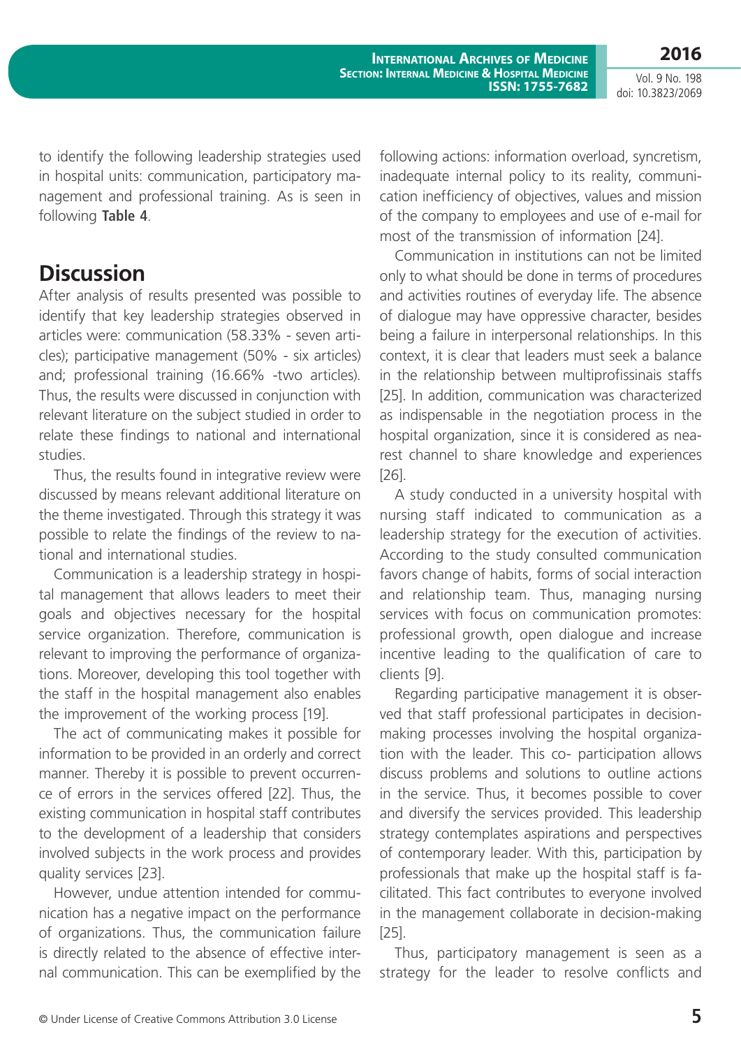to identify the following leadership strategies used in hospital units: communication, participatory management and professional training. As is seen in following **Table 4**.

## Discussion

After analysis of results presented was possible to identify that key leadership strategies observed in articles were: communication (58.33% - seven articles); participative management (50% - six articles) and; professional training (16.66% -two articles). Thus, the results were discussed in conjunction with relevant literature on the subject studied in order to relate these findings to national and international studies.

Thus, the results found in integrative review were discussed by means relevant additional literature on the theme investigated. Through this strategy it was possible to relate the findings of the review to national and international studies.

Communication is a leadership strategy in hospital management that allows leaders to meet their goals and objectives necessary for the hospital service organization. Therefore, communication is relevant to improving the performance of organizations. Moreover, developing this tool together with the staff in the hospital management also enables the improvement of the working process [19].

The act of communicating makes it possible for information to be provided in an orderly and correct manner. Thereby it is possible to prevent occurrence of errors in the services offered [22]. Thus, the existing communication in hospital staff contributes to the development of a leadership that considers involved subjects in the work process and provides quality services [23].

However, undue attention intended for communication has a negative impact on the performance of organizations. Thus, the communication failure is directly related to the absence of effective internal communication. This can be exemplified by the following actions: information overload, syncretism, inadequate internal policy to its reality, communication inefficiency of objectives, values and mission of the company to employees and use of e-mail for most of the transmission of information [24].

Communication in institutions can not be limited only to what should be done in terms of procedures and activities routines of everyday life. The absence of dialogue may have oppressive character, besides being a failure in interpersonal relationships. In this context, it is clear that leaders must seek a balance in the relationship between multiprofissinais staffs [25]. In addition, communication was characterized as indispensable in the negotiation process in the hospital organization, since it is considered as nearest channel to share knowledge and experiences [26].

A study conducted in a university hospital with nursing staff indicated to communication as a leadership strategy for the execution of activities. According to the study consulted communication favors change of habits, forms of social interaction and relationship team. Thus, managing nursing services with focus on communication promotes: professional growth, open dialogue and increase incentive leading to the qualification of care to clients [9].

Regarding participative management it is observed that staff professional participates in decision-making processes involving the hospital organization with the leader. This co- participation allows discuss problems and solutions to outline actions in the service. Thus, it becomes possible to cover and diversify the services provided. This leadership strategy contemplates aspirations and perspectives of contemporary leader. With this, participation by professionals that make up the hospital staff is facilitated. This fact contributes to everyone involved in the management collaborate in decision-making [25].

Thus, participatory management is seen as a strategy for the leader to resolve conflicts and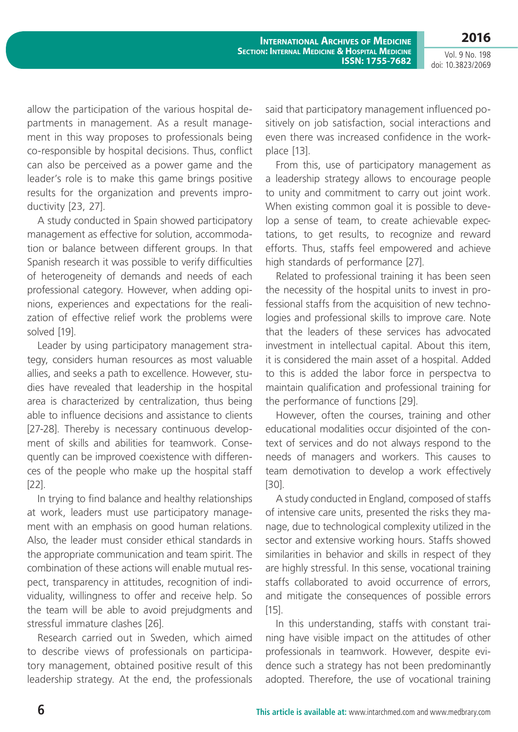allow the participation of the various hospital departments in management. As a result management in this way proposes to professionals being co-responsible by hospital decisions. Thus, conflict can also be perceived as a power game and the leader's role is to make this game brings positive results for the organization and prevents improductivity [23, 27].

A study conducted in Spain showed participatory management as effective for solution, accommodation or balance between different groups. In that Spanish research it was possible to verify difficulties of heterogeneity of demands and needs of each professional category. However, when adding opinions, experiences and expectations for the realization of effective relief work the problems were solved [19].

Leader by using participatory management strategy, considers human resources as most valuable allies, and seeks a path to excellence. However, studies have revealed that leadership in the hospital area is characterized by centralization, thus being able to influence decisions and assistance to clients [27-28]. Thereby is necessary continuous development of skills and abilities for teamwork. Consequently can be improved coexistence with differences of the people who make up the hospital staff [22].

In trying to find balance and healthy relationships at work, leaders must use participatory management with an emphasis on good human relations. Also, the leader must consider ethical standards in the appropriate communication and team spirit. The combination of these actions will enable mutual respect, transparency in attitudes, recognition of individuality, willingness to offer and receive help. So the team will be able to avoid prejudgments and stressful immature clashes [26].

Research carried out in Sweden, which aimed to describe views of professionals on participatory management, obtained positive result of this leadership strategy. At the end, the professionals said that participatory management influenced positively on job satisfaction, social interactions and even there was increased confidence in the workplace [13].

From this, use of participatory management as a leadership strategy allows to encourage people to unity and commitment to carry out joint work. When existing common goal it is possible to develop a sense of team, to create achievable expectations, to get results, to recognize and reward efforts. Thus, staffs feel empowered and achieve high standards of performance [27].

Related to professional training it has been seen the necessity of the hospital units to invest in professional staffs from the acquisition of new technologies and professional skills to improve care. Note that the leaders of these services has advocated investment in intellectual capital. About this item, it is considered the main asset of a hospital. Added to this is added the labor force in perspectva to maintain qualification and professional training for the performance of functions [29].

However, often the courses, training and other educational modalities occur disjointed of the context of services and do not always respond to the needs of managers and workers. This causes to team demotivation to develop a work effectively [30].

A study conducted in England, composed of staffs of intensive care units, presented the risks they manage, due to technological complexity utilized in the sector and extensive working hours. Staffs showed similarities in behavior and skills in respect of they are highly stressful. In this sense, vocational training staffs collaborated to avoid occurrence of errors, and mitigate the consequences of possible errors [15].

In this understanding, staffs with constant training have visible impact on the attitudes of other professionals in teamwork. However, despite evidence such a strategy has not been predominantly adopted. Therefore, the use of vocational training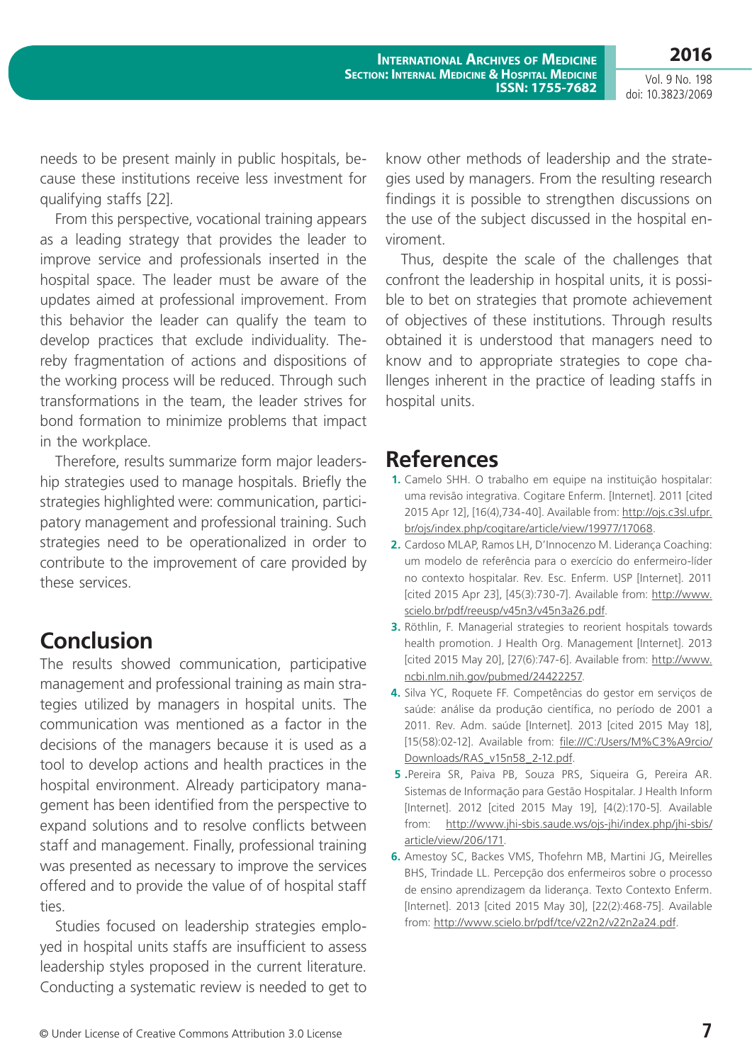needs to be present mainly in public hospitals, because these institutions receive less investment for qualifying staffs [22].

From this perspective, vocational training appears as a leading strategy that provides the leader to improve service and professionals inserted in the hospital space. The leader must be aware of the updates aimed at professional improvement. From this behavior the leader can qualify the team to develop practices that exclude individuality. Thereby fragmentation of actions and dispositions of the working process will be reduced. Through such transformations in the team, the leader strives for bond formation to minimize problems that impact in the workplace.

Therefore, results summarize form major leadership strategies used to manage hospitals. Briefly the strategies highlighted were: communication, participatory management and professional training. Such strategies need to be operationalized in order to contribute to the improvement of care provided by these services.

## Conclusion

The results showed communication, participative management and professional training as main strategies utilized by managers in hospital units. The communication was mentioned as a factor in the decisions of the managers because it is used as a tool to develop actions and health practices in the hospital environment. Already participatory management has been identified from the perspective to expand solutions and to resolve conflicts between staff and management. Finally, professional training was presented as necessary to improve the services offered and to provide the value of of hospital staff ties.

Studies focused on leadership strategies employed in hospital units staffs are insufficient to assess leadership styles proposed in the current literature. Conducting a systematic review is needed to get to know other methods of leadership and the strategies used by managers. From the resulting research findings it is possible to strengthen discussions on the use of the subject discussed in the hospital enviroment.

Thus, despite the scale of the challenges that confront the leadership in hospital units, it is possible to bet on strategies that promote achievement of objectives of these institutions. Through results obtained it is understood that managers need to know and to appropriate strategies to cope challenges inherent in the practice of leading staffs in hospital units.

## References

1. Camelo SHH. O trabalho em equipe na instituição hospitalar: uma revisão integrativa. Cogitare Enferm. [Internet]. 2011 [cited 2015 Apr 12], [16(4),734-40]. Available from: http://ojs.c3sl.ufpr.br/ojs/index.php/cogitare/article/view/19977/17068.
2. Cardoso MLAP, Ramos LH, D'Innocenzo M. Liderança Coaching: um modelo de referência para o exercício do enfermeiro-líder no contexto hospitalar. Rev. Esc. Enferm. USP [Internet]. 2011 [cited 2015 Apr 23], [45(3):730-7]. Available from: http://www.scielo.br/pdf/reeusp/v45n3/v45n3a26.pdf.
3. Röthlin, F. Managerial strategies to reorient hospitals towards health promotion. J Health Org. Management [Internet]. 2013 [cited 2015 May 20], [27(6):747-6]. Available from: http://www.ncbi.nlm.nih.gov/pubmed/24422257.
4. Silva YC, Roquete FF. Competências do gestor em serviços de saúde: análise da produção científica, no período de 2001 a 2011. Rev. Adm. saúde [Internet]. 2013 [cited 2015 May 18], [15(58):02-12]. Available from: file:///C:/Users/M%C3%A9rcio/Downloads/RAS_v15n58_2-12.pdf.
5. .Pereira SR, Paiva PB, Souza PRS, Siqueira G, Pereira AR. Sistemas de Informação para Gestão Hospitalar. J Health Inform [Internet]. 2012 [cited 2015 May 19], [4(2):170-5]. Available from: http://www.jhi-sbis.saude.ws/ojs-jhi/index.php/jhi-sbis/article/view/206/171.
6. Amestoy SC, Backes VMS, Thofehrn MB, Martini JG, Meirelles BHS, Trindade LL. Percepção dos enfermeiros sobre o processo de ensino aprendizagem da liderança. Texto Contexto Enferm. [Internet]. 2013 [cited 2015 May 30], [22(2):468-75]. Available from: http://www.scielo.br/pdf/tce/v22n2/v22n2a24.pdf.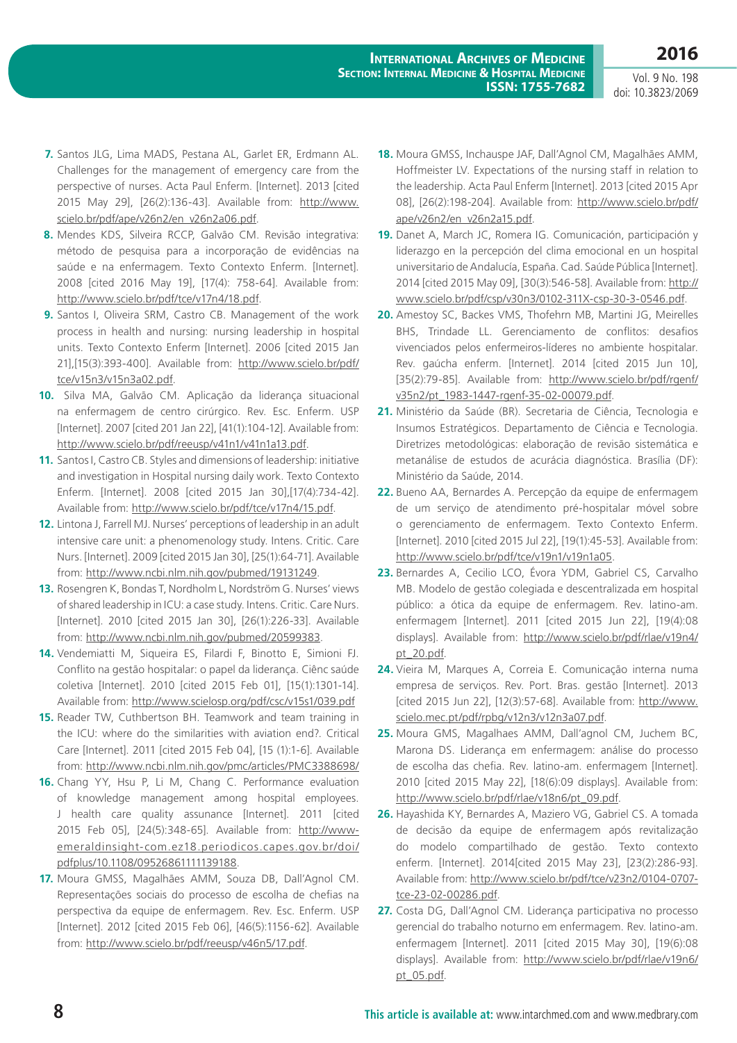7. Santos JLG, Lima MADS, Pestana AL, Garlet ER, Erdmann AL. Challenges for the management of emergency care from the perspective of nurses. Acta Paul Enferm. [Internet]. 2013 [cited 2015 May 29], [26(2):136-43]. Available from: http://www.scielo.br/pdf/ape/v26n2/en_v26n2a06.pdf.
8. Mendes KDS, Silveira RCCP, Galvão CM. Revisão integrativa: método de pesquisa para a incorporação de evidências na saúde e na enfermagem. Texto Contexto Enferm. [Internet]. 2008 [cited 2016 May 19], [17(4): 758-64]. Available from: http://www.scielo.br/pdf/tce/v17n4/18.pdf.
9. Santos I, Oliveira SRM, Castro CB. Management of the work process in health and nursing: nursing leadership in hospital units. Texto Contexto Enferm [Internet]. 2006 [cited 2015 Jan 21],[15(3):393-400]. Available from: http://www.scielo.br/pdf/tce/v15n3/v15n3a02.pdf.
10. Silva MA, Galvão CM. Aplicação da liderança situacional na enfermagem de centro cirúrgico. Rev. Esc. Enferm. USP [Internet]. 2007 [cited 201 Jan 22], [41(1):104-12]. Available from: http://www.scielo.br/pdf/reeusp/v41n1/v41n1a13.pdf.
11. Santos I, Castro CB. Styles and dimensions of leadership: initiative and investigation in Hospital nursing daily work. Texto Contexto Enferm. [Internet]. 2008 [cited 2015 Jan 30],[17(4):734-42]. Available from: http://www.scielo.br/pdf/tce/v17n4/15.pdf.
12. Lintona J, Farrell MJ. Nurses' perceptions of leadership in an adult intensive care unit: a phenomenology study. Intens. Critic. Care Nurs. [Internet]. 2009 [cited 2015 Jan 30], [25(1):64-71]. Available from: http://www.ncbi.nlm.nih.gov/pubmed/19131249.
13. Rosengren K, Bondas T, Nordholm L, Nordström G. Nurses' views of shared leadership in ICU: a case study. Intens. Critic. Care Nurs. [Internet]. 2010 [cited 2015 Jan 30], [26(1):226-33]. Available from: http://www.ncbi.nlm.nih.gov/pubmed/20599383.
14. Vendemiatti M, Siqueira ES, Filardi F, Binotto E, Simioni FJ. Conflito na gestão hospitalar: o papel da liderança. Ciênc saúde coletiva [Internet]. 2010 [cited 2015 Feb 01], [15(1):1301-14]. Available from: http://www.scielosp.org/pdf/csc/v15s1/039.pdf
15. Reader TW, Cuthbertson BH. Teamwork and team training in the ICU: where do the similarities with aviation end?. Critical Care [Internet]. 2011 [cited 2015 Feb 04], [15 (1):1-6]. Available from: http://www.ncbi.nlm.nih.gov/pmc/articles/PMC3388698/
16. Chang YY, Hsu P, Li M, Chang C. Performance evaluation of knowledge management among hospital employees. J health care quality assunance [Internet]. 2011 [cited 2015 Feb 05], [24(5):348-65]. Available from: http://www-emeraldinsight-com.ez18.periodicos.capes.gov.br/doi/pdfplus/10.1108/09526861111139188.
17. Moura GMSS, Magalhães AMM, Souza DB, Dall'Agnol CM. Representações sociais do processo de escolha de chefias na perspectiva da equipe de enfermagem. Rev. Esc. Enferm. USP [Internet]. 2012 [cited 2015 Feb 06], [46(5):1156-62]. Available from: http://www.scielo.br/pdf/reeusp/v46n5/17.pdf.
18. Moura GMSS, Inchauspe JAF, Dall'Agnol CM, Magalhães AMM, Hoffmeister LV. Expectations of the nursing staff in relation to the leadership. Acta Paul Enferm [Internet]. 2013 [cited 2015 Apr 08], [26(2):198-204]. Available from: http://www.scielo.br/pdf/ape/v26n2/en_v26n2a15.pdf.
19. Danet A, March JC, Romera IG. Comunicación, participación y liderazgo en la percepción del clima emocional en un hospital universitario de Andalucía, España. Cad. Saúde Pública [Internet]. 2014 [cited 2015 May 09], [30(3):546-58]. Available from: http://www.scielo.br/pdf/csp/v30n3/0102-311X-csp-30-3-0546.pdf.
20. Amestoy SC, Backes VMS, Thofehrn MB, Martini JG, Meirelles BHS, Trindade LL. Gerenciamento de conflitos: desafios vivenciados pelos enfermeiros-líderes no ambiente hospitalar. Rev. gaúcha enferm. [Internet]. 2014 [cited 2015 Jun 10], [35(2):79-85]. Available from: http://www.scielo.br/pdf/rgenf/v35n2/pt_1983-1447-rgenf-35-02-00079.pdf.
21. Ministério da Saúde (BR). Secretaria de Ciência, Tecnologia e Insumos Estratégicos. Departamento de Ciência e Tecnologia. Diretrizes metodológicas: elaboração de revisão sistemática e metanálise de estudos de acurácia diagnóstica. Brasília (DF): Ministério da Saúde, 2014.
22. Bueno AA, Bernardes A. Percepção da equipe de enfermagem de um serviço de atendimento pré-hospitalar móvel sobre o gerenciamento de enfermagem. Texto Contexto Enferm. [Internet]. 2010 [cited 2015 Jul 22], [19(1):45-53]. Available from: http://www.scielo.br/pdf/tce/v19n1/v19n1a05.
23. Bernardes A, Cecilio LCO, Évora YDM, Gabriel CS, Carvalho MB. Modelo de gestão colegiada e descentralizada em hospital público: a ótica da equipe de enfermagem. Rev. latino-am. enfermagem [Internet]. 2011 [cited 2015 Jun 22], [19(4):08 displays]. Available from: http://www.scielo.br/pdf/rlae/v19n4/pt_20.pdf.
24. Vieira M, Marques A, Correia E. Comunicação interna numa empresa de serviços. Rev. Port. Bras. gestão [Internet]. 2013 [cited 2015 Jun 22], [12(3):57-68]. Available from: http://www.scielo.mec.pt/pdf/rpbg/v12n3/v12n3a07.pdf.
25. Moura GMS, Magalhaes AMM, Dall'agnol CM, Juchem BC, Marona DS. Liderança em enfermagem: análise do processo de escolha das chefia. Rev. latino-am. enfermagem [Internet]. 2010 [cited 2015 May 22], [18(6):09 displays]. Available from: http://www.scielo.br/pdf/rlae/v18n6/pt_09.pdf.
26. Hayashida KY, Bernardes A, Maziero VG, Gabriel CS. A tomada de decisão da equipe de enfermagem após revitalização do modelo compartilhado de gestão. Texto contexto enferm. [Internet]. 2014[cited 2015 May 23], [23(2):286-93]. Available from: http://www.scielo.br/pdf/tce/v23n2/0104-0707-tce-23-02-00286.pdf.
27. Costa DG, Dall'Agnol CM. Liderança participativa no processo gerencial do trabalho noturno em enfermagem. Rev. latino-am. enfermagem [Internet]. 2011 [cited 2015 May 30], [19(6):08 displays]. Available from: http://www.scielo.br/pdf/rlae/v19n6/pt_05.pdf.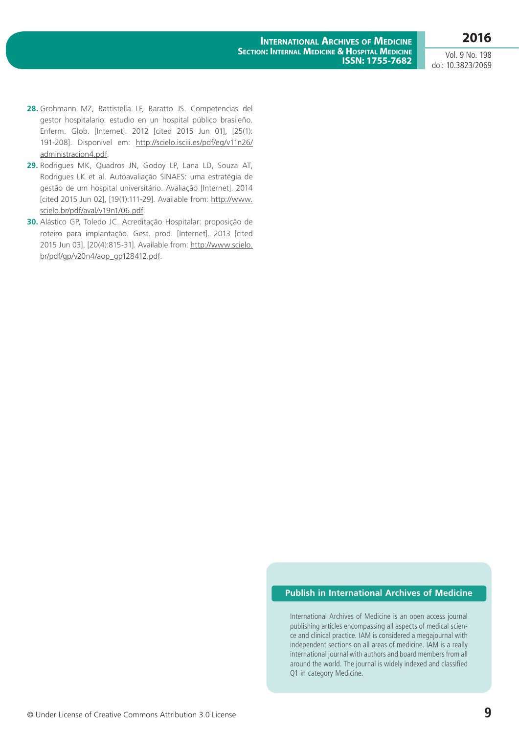28. Grohmann MZ, Battistella LF, Baratto JS. Competencias del gestor hospitalario: estudio en un hospital público brasileño. Enferm. Glob. [Internet]. 2012 [cited 2015 Jun 01], [25(1): 191-208]. Disponivel em: http://scielo.isciii.es/pdf/eg/v11n26/administracion4.pdf.

29. Rodrigues MK, Quadros JN, Godoy LP, Lana LD, Souza AT, Rodrigues LK et al. Autoavaliação SINAES: uma estratégia de gestão de um hospital universitário. Avaliação [Internet]. 2014 [cited 2015 Jun 02], [19(1):111-29]. Available from: http://www.scielo.br/pdf/aval/v19n1/06.pdf.

30. Alástico GP, Toledo JC. Acreditação Hospitalar: proposição de roteiro para implantação. Gest. prod. [Internet]. 2013 [cited 2015 Jun 03], [20(4):815-31]. Available from: http://www.scielo.br/pdf/gp/v20n4/aop_gp128412.pdf.

**Publish in International Archives of Medicine**

International Archives of Medicine is an open access journal publishing articles encompassing all aspects of medical science and clinical practice. IAM is considered a megajournal with independent sections on all areas of medicine. IAM is a really international journal with authors and board members from all around the world. The journal is widely indexed and classified Q1 in category Medicine.

© Under License of Creative Commons Attribution 3.0 License